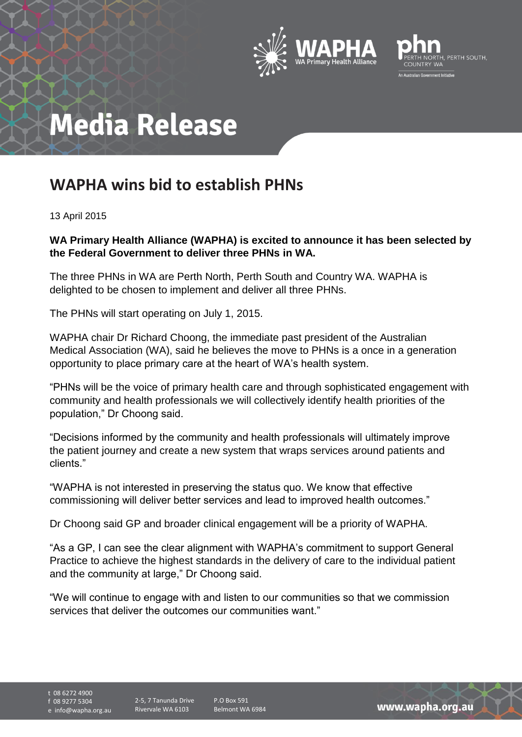# Media Release

## WAPHA wins bid to establish PHNs

13 April 2015

**WA Primary Health Alliance (WAPHA) is excited to announce it has been selected by the Federal Government to deliver three PHNs in WA.**

The three PHNs in WA are Perth North, Perth South and Country WA. WAPHA is delighted to be chosen to implement and deliver all three PHNs.

The PHNs will start operating on July 1, 2015.

WAPHA chair Dr Richard Choong, the immediate past president of the Australian Medical Association (WA), said he believes the move to PHNs is a once in a generation opportunity to place primary care at the heart of WA's health system.

"PHNs will be the voice of primary health care and through sophisticated engagement with community and health professionals we will collectively identify health priorities of the population," Dr Choong said.

"Decisions informed by the community and health professionals will ultimately improve the patient journey and create a new system that wraps services around patients and clients."

"WAPHA is not interested in preserving the status quo. We know that effective commissioning will deliver better services and lead to improved health outcomes."

Dr Choong said GP and broader clinical engagement will be a priority of WAPHA.

"As a GP, I can see the clear alignment with WAPHA's commitment to support General Practice to achieve the highest standards in the delivery of care to the individual patient and the community at large," Dr Choong said.

"We will continue to engage with and listen to our communities so that we commission services that deliver the outcomes our communities want."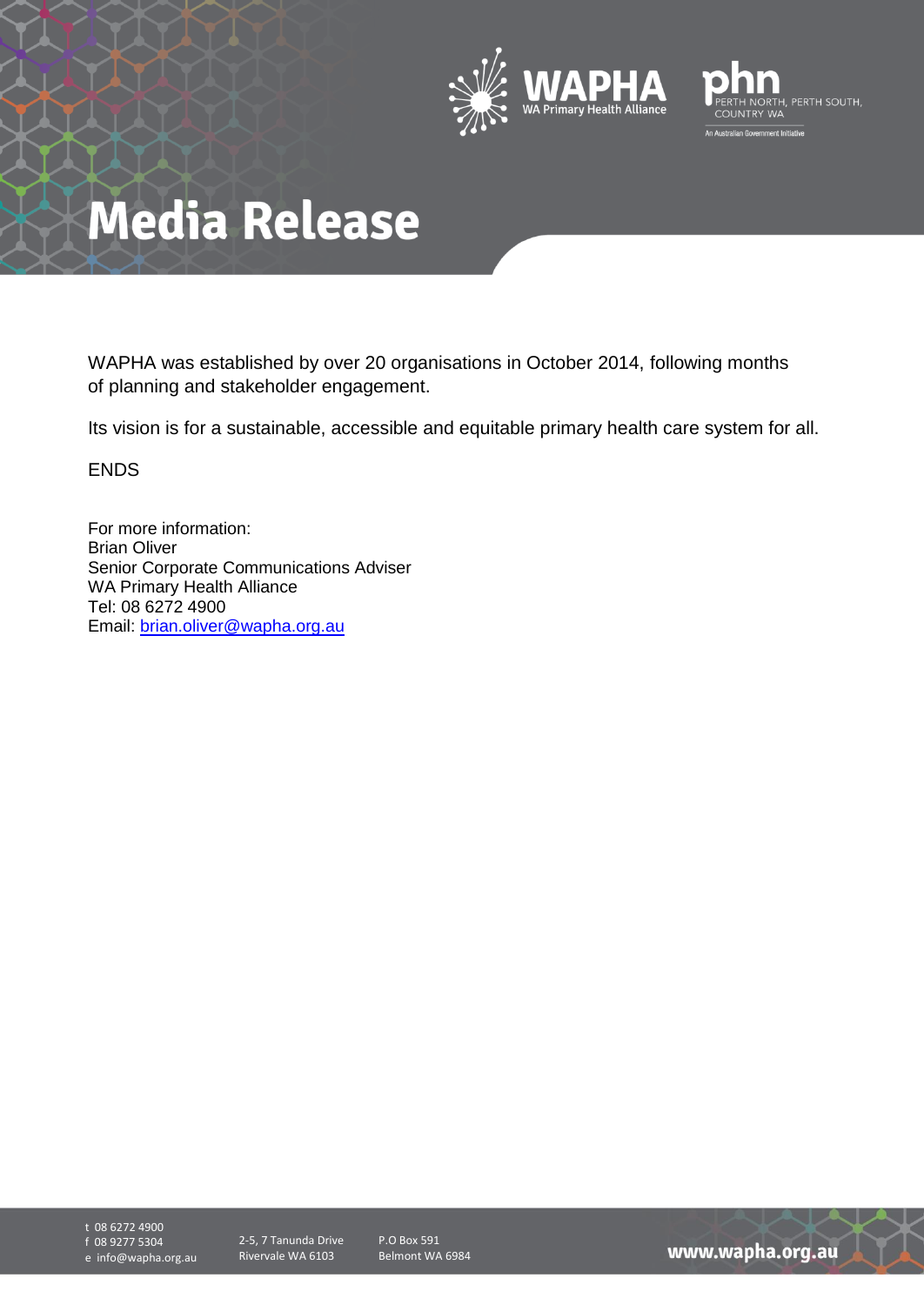# Media Release

WAPHA was established by over 20 organisations in October 2014, following months of planning and stakeholder engagement.

Its vision is for a sustainable, accessible and equitable primary health care system for all.

ENDS

For more information:
Brian Oliver
Senior Corporate Communications Adviser
WA Primary Health Alliance
Tel: 08 6272 4900
Email: brian.oliver@wapha.org.au